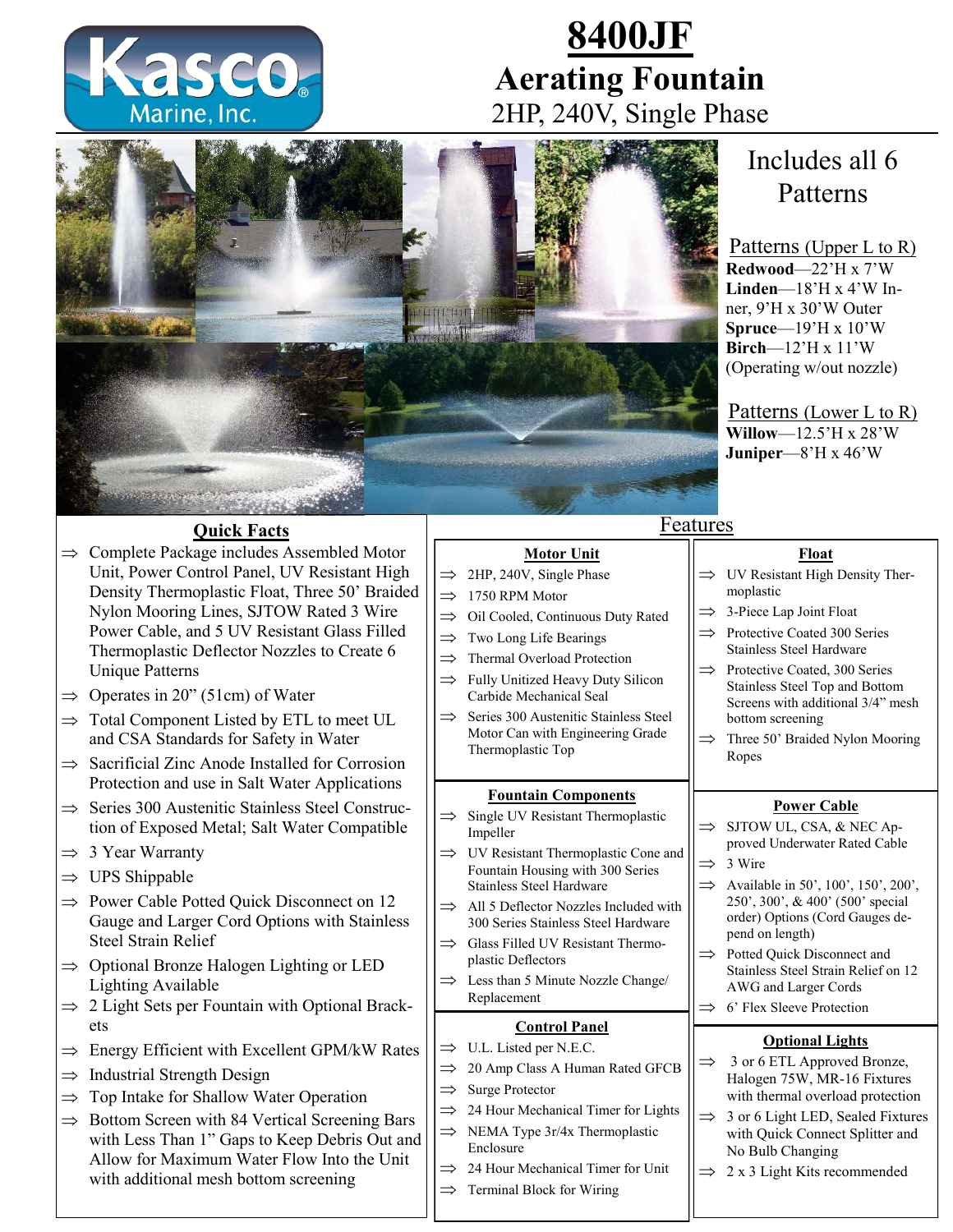Kasco Marine, Inc.

# 8400JF

## Aerating Fountain

2HP, 240V, Single Phase

### Includes all 6 Patterns

Patterns (Upper L to R)

**Redwood**—22'H x 7'W
**Linden**—18'H x 4'W Inner, 9'H x 30'W Outer
**Spruce**—19'H x 10'W
**Birch**—12'H x 11'W (Operating w/out nozzle)

Patterns (Lower L to R)

**Willow**—12.5'H x 28'W
**Juniper**—8'H x 46'W

### Quick Facts

- Complete Package includes Assembled Motor Unit, Power Control Panel, UV Resistant High Density Thermoplastic Float, Three 50' Braided Nylon Mooring Lines, SJTOW Rated 3 Wire Power Cable, and 5 UV Resistant Glass Filled Thermoplastic Deflector Nozzles to Create 6 Unique Patterns
- Operates in 20" (51cm) of Water
- Total Component Listed by ETL to meet UL and CSA Standards for Safety in Water
- Sacrificial Zinc Anode Installed for Corrosion Protection and use in Salt Water Applications
- Series 300 Austenitic Stainless Steel Construction of Exposed Metal; Salt Water Compatible
- 3 Year Warranty
- UPS Shippable
- Power Cable Potted Quick Disconnect on 12 Gauge and Larger Cord Options with Stainless Steel Strain Relief
- Optional Bronze Halogen Lighting or LED Lighting Available
- 2 Light Sets per Fountain with Optional Brackets
- Energy Efficient with Excellent GPM/kW Rates
- Industrial Strength Design
- Top Intake for Shallow Water Operation
- Bottom Screen with 84 Vertical Screening Bars with Less Than 1" Gaps to Keep Debris Out and Allow for Maximum Water Flow Into the Unit with additional mesh bottom screening

### Features

#### Motor Unit

- 2HP, 240V, Single Phase
- 1750 RPM Motor
- Oil Cooled, Continuous Duty Rated
- Two Long Life Bearings
- Thermal Overload Protection
- Fully Unitized Heavy Duty Silicon Carbide Mechanical Seal
- Series 300 Austenitic Stainless Steel Motor Can with Engineering Grade Thermoplastic Top

#### Fountain Components

- Single UV Resistant Thermoplastic Impeller
- UV Resistant Thermoplastic Cone and Fountain Housing with 300 Series Stainless Steel Hardware
- All 5 Deflector Nozzles Included with 300 Series Stainless Steel Hardware
- Glass Filled UV Resistant Thermoplastic Deflectors
- Less than 5 Minute Nozzle Change/ Replacement

#### Control Panel

- U.L. Listed per N.E.C.
- 20 Amp Class A Human Rated GFCB
- Surge Protector
- 24 Hour Mechanical Timer for Lights
- NEMA Type 3r/4x Thermoplastic Enclosure
- 24 Hour Mechanical Timer for Unit
- Terminal Block for Wiring

#### Float

- UV Resistant High Density Thermoplastic
- 3-Piece Lap Joint Float
- Protective Coated 300 Series Stainless Steel Hardware
- Protective Coated, 300 Series Stainless Steel Top and Bottom Screens with additional 3/4" mesh bottom screening
- Three 50' Braided Nylon Mooring Ropes

#### Power Cable

- SJTOW UL, CSA, & NEC Approved Underwater Rated Cable
- 3 Wire
- Available in 50', 100', 150', 200', 250', 300', & 400' (500' special order) Options (Cord Gauges depend on length)
- Potted Quick Disconnect and Stainless Steel Strain Relief on 12 AWG and Larger Cords
- 6' Flex Sleeve Protection

#### Optional Lights

- 3 or 6 ETL Approved Bronze, Halogen 75W, MR-16 Fixtures with thermal overload protection
- 3 or 6 Light LED, Sealed Fixtures with Quick Connect Splitter and No Bulb Changing
- 2 x 3 Light Kits recommended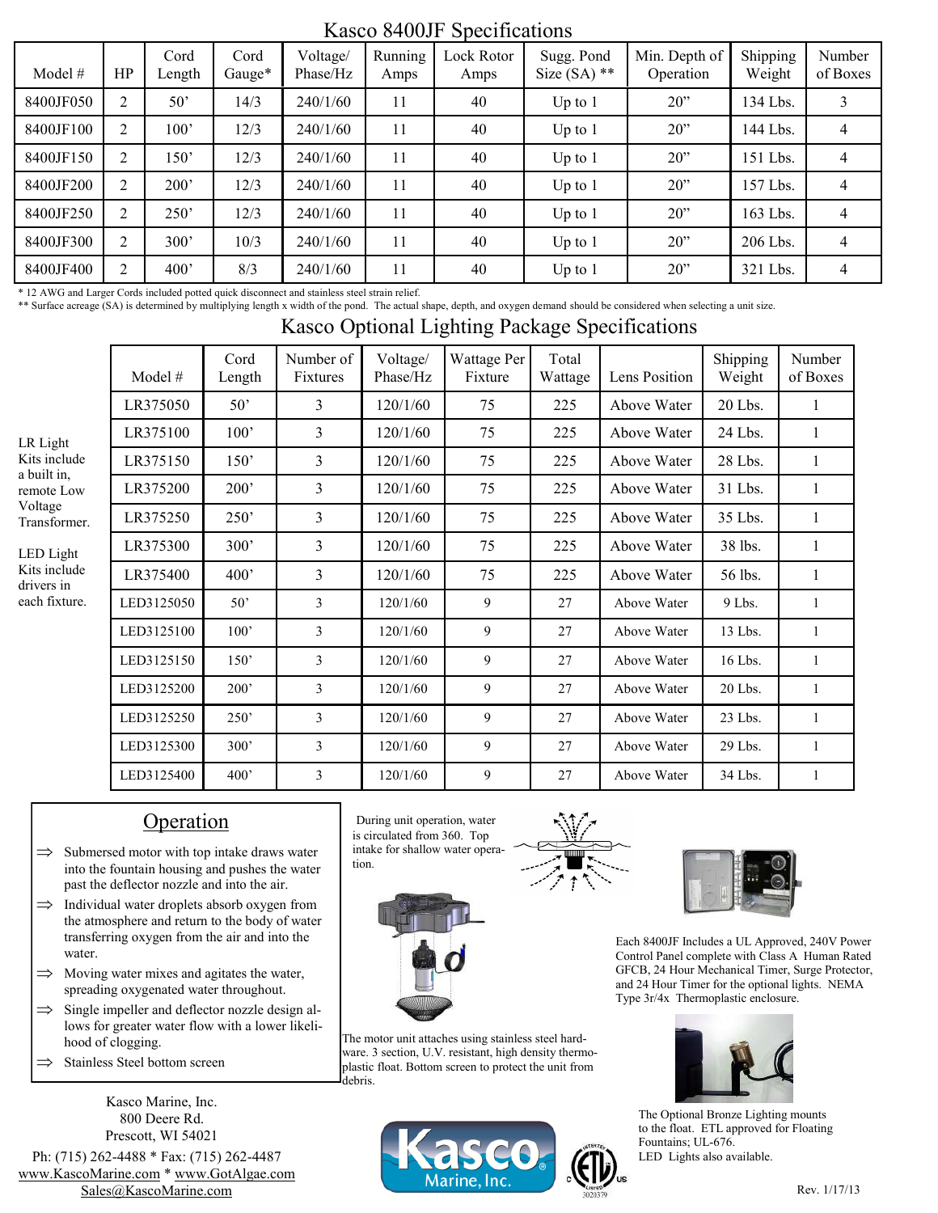# Kasco 8400JF Specifications

| Model # | HP | Cord Length | Cord Gauge* | Voltage/ Phase/Hz | Running Amps | Lock Rotor Amps | Sugg. Pond Size (SA) ** | Min. Depth of Operation | Shipping Weight | Number of Boxes |
|---|---|---|---|---|---|---|---|---|---|---|
| 8400JF050 | 2 | 50' | 14/3 | 240/1/60 | 11 | 40 | Up to 1 | 20" | 134 Lbs. | 3 |
| 8400JF100 | 2 | 100' | 12/3 | 240/1/60 | 11 | 40 | Up to 1 | 20" | 144 Lbs. | 4 |
| 8400JF150 | 2 | 150' | 12/3 | 240/1/60 | 11 | 40 | Up to 1 | 20" | 151 Lbs. | 4 |
| 8400JF200 | 2 | 200' | 12/3 | 240/1/60 | 11 | 40 | Up to 1 | 20" | 157 Lbs. | 4 |
| 8400JF250 | 2 | 250' | 12/3 | 240/1/60 | 11 | 40 | Up to 1 | 20" | 163 Lbs. | 4 |
| 8400JF300 | 2 | 300' | 10/3 | 240/1/60 | 11 | 40 | Up to 1 | 20" | 206 Lbs. | 4 |
| 8400JF400 | 2 | 400' | 8/3 | 240/1/60 | 11 | 40 | Up to 1 | 20" | 321 Lbs. | 4 |

\* 12 AWG and Larger Cords included potted quick disconnect and stainless steel strain relief.

\*\* Surface acreage (SA) is determined by multiplying length x width of the pond. The actual shape, depth, and oxygen demand should be considered when selecting a unit size.

# Kasco Optional Lighting Package Specifications

LR Light Kits include a built in, remote Low Voltage Transformer.

LED Light Kits include drivers in each fixture.

| Model # | Cord Length | Number of Fixtures | Voltage/ Phase/Hz | Wattage Per Fixture | Total Wattage | Lens Position | Shipping Weight | Number of Boxes |
|---|---|---|---|---|---|---|---|---|
| LR375050 | 50' | 3 | 120/1/60 | 75 | 225 | Above Water | 20 Lbs. | 1 |
| LR375100 | 100' | 3 | 120/1/60 | 75 | 225 | Above Water | 24 Lbs. | 1 |
| LR375150 | 150' | 3 | 120/1/60 | 75 | 225 | Above Water | 28 Lbs. | 1 |
| LR375200 | 200' | 3 | 120/1/60 | 75 | 225 | Above Water | 31 Lbs. | 1 |
| LR375250 | 250' | 3 | 120/1/60 | 75 | 225 | Above Water | 35 Lbs. | 1 |
| LR375300 | 300' | 3 | 120/1/60 | 75 | 225 | Above Water | 38 lbs. | 1 |
| LR375400 | 400' | 3 | 120/1/60 | 75 | 225 | Above Water | 56 lbs. | 1 |
| LED3125050 | 50' | 3 | 120/1/60 | 9 | 27 | Above Water | 9 Lbs. | 1 |
| LED3125100 | 100' | 3 | 120/1/60 | 9 | 27 | Above Water | 13 Lbs. | 1 |
| LED3125150 | 150' | 3 | 120/1/60 | 9 | 27 | Above Water | 16 Lbs. | 1 |
| LED3125200 | 200' | 3 | 120/1/60 | 9 | 27 | Above Water | 20 Lbs. | 1 |
| LED3125250 | 250' | 3 | 120/1/60 | 9 | 27 | Above Water | 23 Lbs. | 1 |
| LED3125300 | 300' | 3 | 120/1/60 | 9 | 27 | Above Water | 29 Lbs. | 1 |
| LED3125400 | 400' | 3 | 120/1/60 | 9 | 27 | Above Water | 34 Lbs. | 1 |

## Operation

⇒ Submersed motor with top intake draws water into the fountain housing and pushes the water past the deflector nozzle and into the air.

⇒ Individual water droplets absorb oxygen from the atmosphere and return to the body of water transferring oxygen from the air and into the water.

⇒ Moving water mixes and agitates the water, spreading oxygenated water throughout.

⇒ Single impeller and deflector nozzle design allows for greater water flow with a lower likelihood of clogging.

⇒ Stainless Steel bottom screen

During unit operation, water is circulated from 360. Top intake for shallow water operation.

The motor unit attaches using stainless steel hardware. 3 section, U.V. resistant, high density thermoplastic float. Bottom screen to protect the unit from debris.

Each 8400JF Includes a UL Approved, 240V Power Control Panel complete with Class A Human Rated GFCB, 24 Hour Mechanical Timer, Surge Protector, and 24 Hour Timer for the optional lights. NEMA Type 3r/4x Thermoplastic enclosure.

The Optional Bronze Lighting mounts to the float. ETL approved for Floating Fountains; UL-676.
LED Lights also available.

Kasco Marine, Inc.
800 Deere Rd.
Prescott, WI 54021
Ph: (715) 262-4488 * Fax: (715) 262-4487
www.KascoMarine.com * www.GotAlgae.com
Sales@KascoMarine.com

Rev. 1/17/13